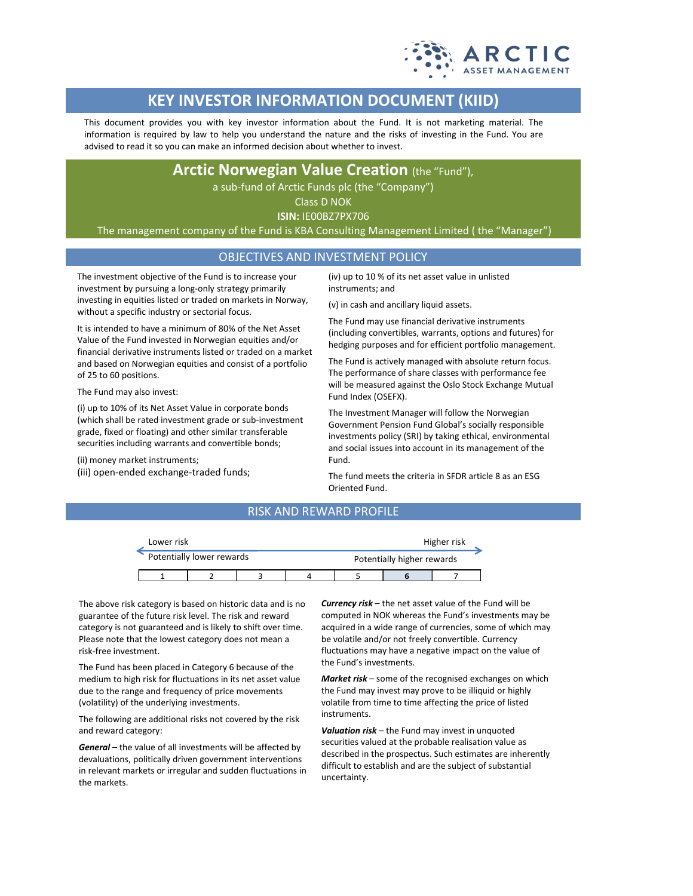# KEY INVESTOR INFORMATION DOCUMENT (KIID)

This document provides you with key investor information about the Fund. It is not marketing material. The information is required by law to help you understand the nature and the risks of investing in the Fund. You are advised to read it so you can make an informed decision about whether to invest.

## Arctic Norwegian Value Creation (the "Fund"),

a sub-fund of Arctic Funds plc (the "Company")

Class D NOK

**ISIN:** IE00BZ7PX706

The management company of the Fund is KBA Consulting Management Limited ( the "Manager")

## OBJECTIVES AND INVESTMENT POLICY

The investment objective of the Fund is to increase your investment by pursuing a long-only strategy primarily investing in equities listed or traded on markets in Norway, without a specific industry or sectorial focus.

It is intended to have a minimum of 80% of the Net Asset Value of the Fund invested in Norwegian equities and/or financial derivative instruments listed or traded on a market and based on Norwegian equities and consist of a portfolio of 25 to 60 positions.

The Fund may also invest:

(i) up to 10% of its Net Asset Value in corporate bonds (which shall be rated investment grade or sub-investment grade, fixed or floating) and other similar transferable securities including warrants and convertible bonds;

(ii) money market instruments;

(iii) open-ended exchange-traded funds;

(iv) up to 10 % of its net asset value in unlisted instruments; and

(v) in cash and ancillary liquid assets.

The Fund may use financial derivative instruments (including convertibles, warrants, options and futures) for hedging purposes and for efficient portfolio management.

The Fund is actively managed with absolute return focus. The performance of share classes with performance fee will be measured against the Oslo Stock Exchange Mutual Fund Index (OSEFX).

The Investment Manager will follow the Norwegian Government Pension Fund Global's socially responsible investments policy (SRI) by taking ethical, environmental and social issues into account in its management of the Fund.

The fund meets the criteria in SFDR article 8 as an ESG Oriented Fund.

## RISK AND REWARD PROFILE

| Lower risk | | | | | | Higher risk |
|---|---|---|---|---|---|---|
| Potentially lower rewards | | | | | | Potentially higher rewards |
| 1 | 2 | 3 | 4 | 5 | **6** | 7 |

The above risk category is based on historic data and is no guarantee of the future risk level. The risk and reward category is not guaranteed and is likely to shift over time. Please note that the lowest category does not mean a risk-free investment.

The Fund has been placed in Category 6 because of the medium to high risk for fluctuations in its net asset value due to the range and frequency of price movements (volatility) of the underlying investments.

The following are additional risks not covered by the risk and reward category:

***General*** – the value of all investments will be affected by devaluations, politically driven government interventions in relevant markets or irregular and sudden fluctuations in the markets.

***Currency risk*** – the net asset value of the Fund will be computed in NOK whereas the Fund's investments may be acquired in a wide range of currencies, some of which may be volatile and/or not freely convertible. Currency fluctuations may have a negative impact on the value of the Fund's investments.

***Market risk*** – some of the recognised exchanges on which the Fund may invest may prove to be illiquid or highly volatile from time to time affecting the price of listed instruments.

***Valuation risk*** – the Fund may invest in unquoted securities valued at the probable realisation value as described in the prospectus. Such estimates are inherently difficult to establish and are the subject of substantial uncertainty.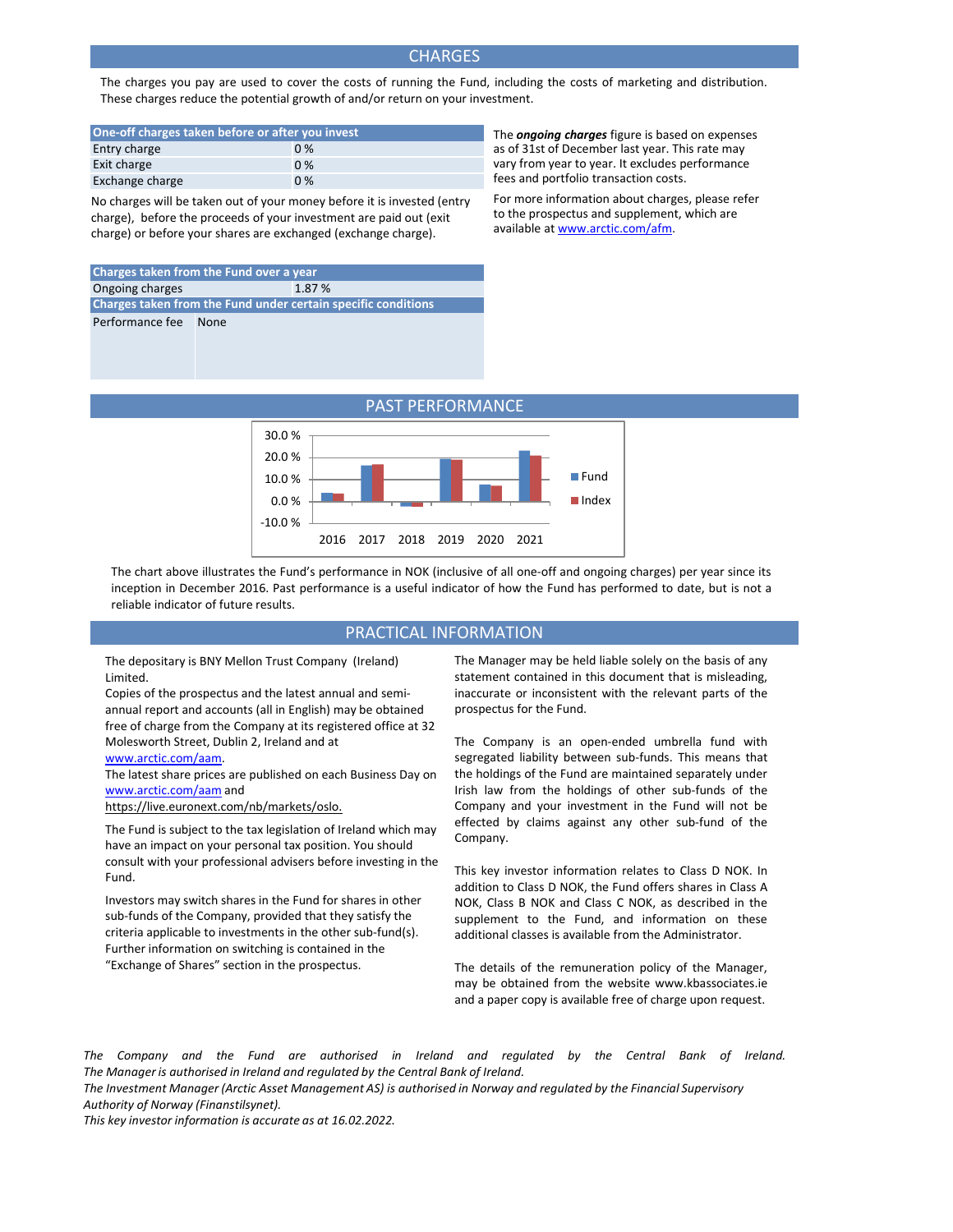## CHARGES

The charges you pay are used to cover the costs of running the Fund, including the costs of marketing and distribution. These charges reduce the potential growth of and/or return on your investment.

| One-off charges taken before or after you invest | |
|---|---|
| Entry charge | 0 % |
| Exit charge | 0 % |
| Exchange charge | 0 % |

No charges will be taken out of your money before it is invested (entry charge), before the proceeds of your investment are paid out (exit charge) or before your shares are exchanged (exchange charge).

| Charges taken from the Fund over a year | |
|---|---|
| Ongoing charges | 1.87 % |
| **Charges taken from the Fund under certain specific conditions** | |
| Performance fee | None |

The ***ongoing charges*** figure is based on expenses as of 31st of December last year. This rate may vary from year to year. It excludes performance fees and portfolio transaction costs.

For more information about charges, please refer to the prospectus and supplement, which are available at www.arctic.com/afm.

## PAST PERFORMANCE

30.0 %
20.0 %
10.0 %
0.0 %
-10.0 %
2016 2017 2018 2019 2020 2021
Fund
Index

The chart above illustrates the Fund's performance in NOK (inclusive of all one-off and ongoing charges) per year since its inception in December 2016. Past performance is a useful indicator of how the Fund has performed to date, but is not a reliable indicator of future results.

## PRACTICAL INFORMATION

The depositary is BNY Mellon Trust Company (Ireland) Limited.

Copies of the prospectus and the latest annual and semi-annual report and accounts (all in English) may be obtained free of charge from the Company at its registered office at 32 Molesworth Street, Dublin 2, Ireland and at www.arctic.com/aam.

The latest share prices are published on each Business Day on www.arctic.com/aam and https://live.euronext.com/nb/markets/oslo.

The Fund is subject to the tax legislation of Ireland which may have an impact on your personal tax position. You should consult with your professional advisers before investing in the Fund.

Investors may switch shares in the Fund for shares in other sub-funds of the Company, provided that they satisfy the criteria applicable to investments in the other sub-fund(s). Further information on switching is contained in the "Exchange of Shares" section in the prospectus.

The Manager may be held liable solely on the basis of any statement contained in this document that is misleading, inaccurate or inconsistent with the relevant parts of the prospectus for the Fund.

The Company is an open-ended umbrella fund with segregated liability between sub-funds. This means that the holdings of the Fund are maintained separately under Irish law from the holdings of other sub-funds of the Company and your investment in the Fund will not be effected by claims against any other sub-fund of the Company.

This key investor information relates to Class D NOK. In addition to Class D NOK, the Fund offers shares in Class A NOK, Class B NOK and Class C NOK, as described in the supplement to the Fund, and information on these additional classes is available from the Administrator.

The details of the remuneration policy of the Manager, may be obtained from the website www.kbassociates.ie and a paper copy is available free of charge upon request.

*The Company and the Fund are authorised in Ireland and regulated by the Central Bank of Ireland.*
*The Manager is authorised in Ireland and regulated by the Central Bank of Ireland.*
*The Investment Manager (Arctic Asset Management AS) is authorised in Norway and regulated by the Financial Supervisory Authority of Norway (Finanstilsynet).*
*This key investor information is accurate as at 16.02.2022.*